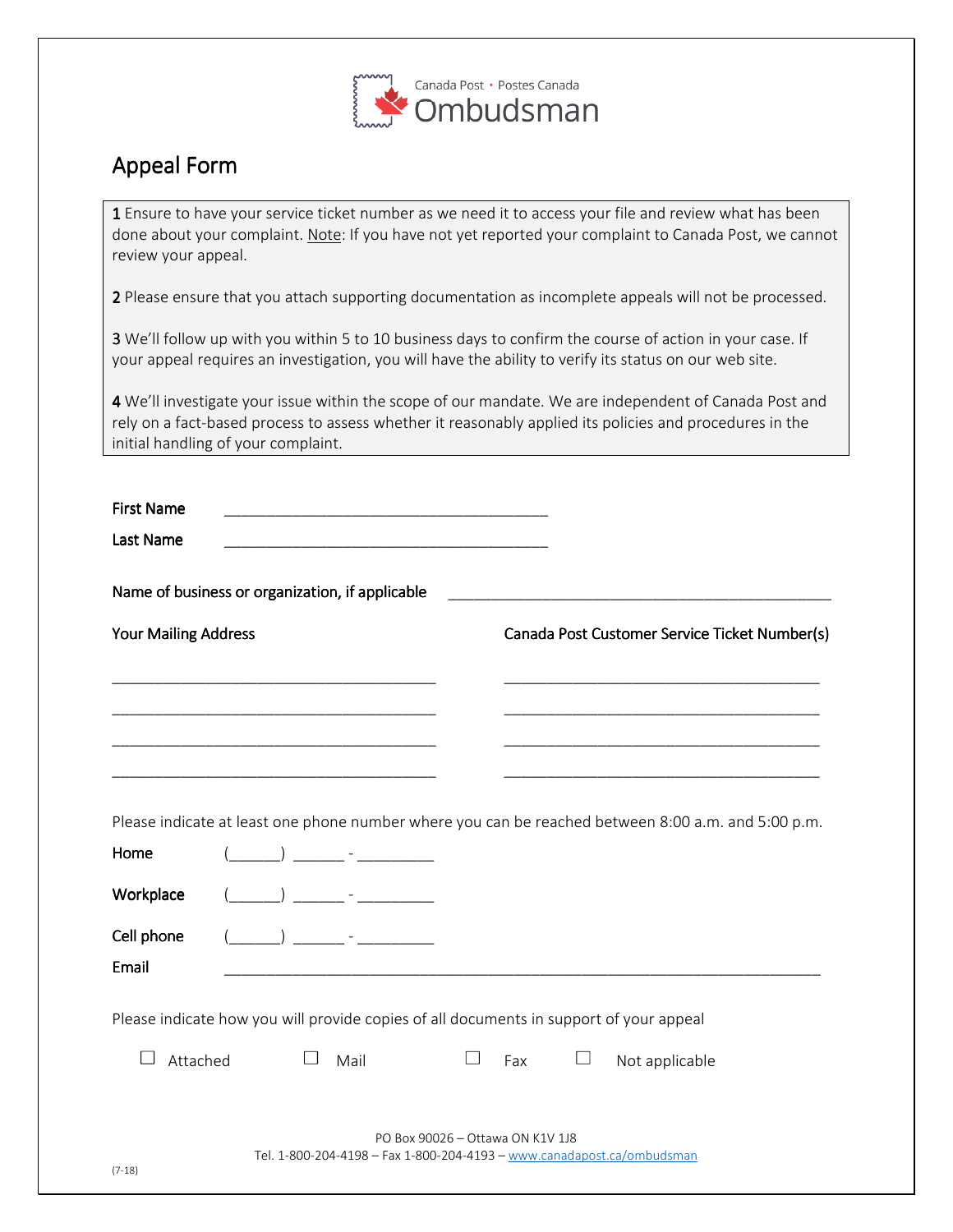Canada Post • Postes Canada
# Ombudsman

## Appeal Form

**1** Ensure to have your service ticket number as we need it to access your file and review what has been done about your complaint. Note: If you have not yet reported your complaint to Canada Post, we cannot review your appeal.

**2** Please ensure that you attach supporting documentation as incomplete appeals will not be processed.

**3** We'll follow up with you within 5 to 10 business days to confirm the course of action in your case. If your appeal requires an investigation, you will have the ability to verify its status on our web site.

**4** We'll investigate your issue within the scope of our mandate. We are independent of Canada Post and rely on a fact-based process to assess whether it reasonably applied its policies and procedures in the initial handling of your complaint.

First Name ________________________________________

Last Name ________________________________________

Name of business or organization, if applicable ________________________________________

Your Mailing Address

________________________________________
________________________________________
________________________________________
________________________________________

Canada Post Customer Service Ticket Number(s)

________________________________________
________________________________________
________________________________________
________________________________________

Please indicate at least one phone number where you can be reached between 8:00 a.m. and 5:00 p.m.

Home (______) ______ - _________

Workplace (______) ______ - _________

Cell phone (______) ______ - _________

Email ________________________________________

Please indicate how you will provide copies of all documents in support of your appeal

☐ Attached ☐ Mail ☐ Fax ☐ Not applicable

PO Box 90026 – Ottawa ON K1V 1J8
Tel. 1-800-204-4198 – Fax 1-800-204-4193 – www.canadapost.ca/ombudsman

(7-18)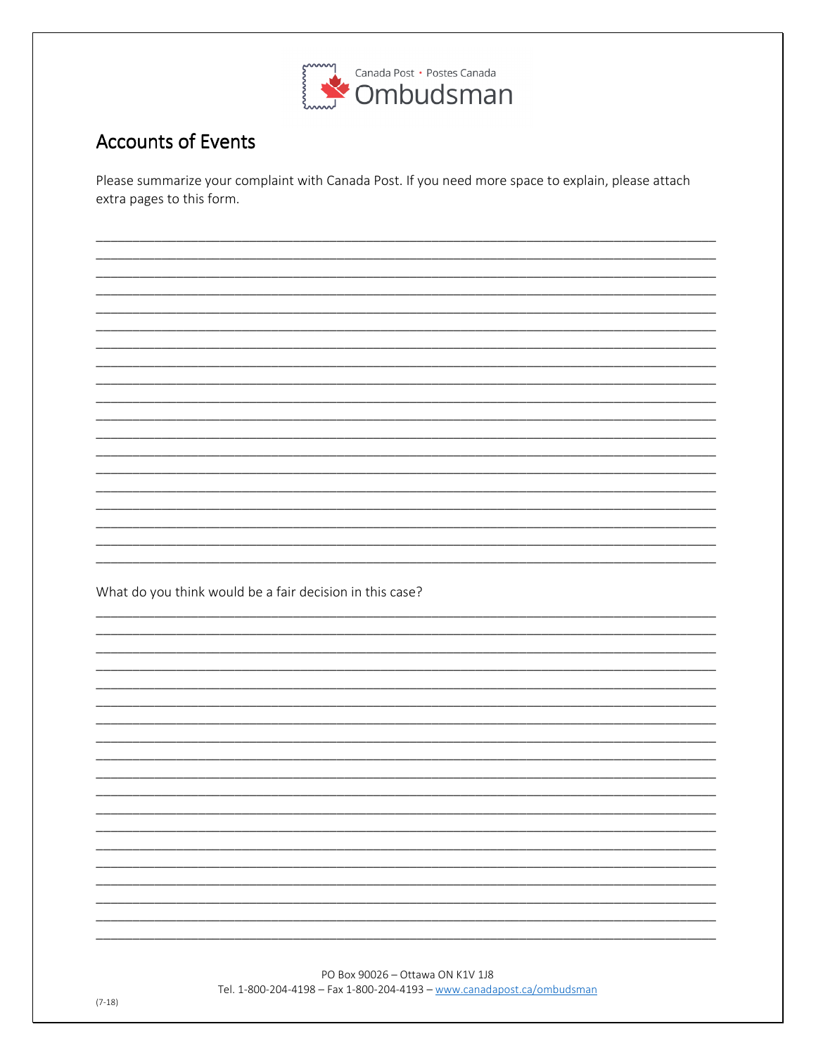Canada Post • Postes Canada
Ombudsman

## Accounts of Events

Please summarize your complaint with Canada Post. If you need more space to explain, please attach extra pages to this form.

_______________________________________________________________________________
_______________________________________________________________________________
_______________________________________________________________________________
_______________________________________________________________________________
_______________________________________________________________________________
_______________________________________________________________________________
_______________________________________________________________________________
_______________________________________________________________________________
_______________________________________________________________________________
_______________________________________________________________________________
_______________________________________________________________________________
_______________________________________________________________________________
_______________________________________________________________________________
_______________________________________________________________________________
_______________________________________________________________________________
_______________________________________________________________________________
_______________________________________________________________________________
_______________________________________________________________________________
_______________________________________________________________________________

What do you think would be a fair decision in this case?

_______________________________________________________________________________
_______________________________________________________________________________
_______________________________________________________________________________
_______________________________________________________________________________
_______________________________________________________________________________
_______________________________________________________________________________
_______________________________________________________________________________
_______________________________________________________________________________
_______________________________________________________________________________
_______________________________________________________________________________
_______________________________________________________________________________
_______________________________________________________________________________
_______________________________________________________________________________
_______________________________________________________________________________
_______________________________________________________________________________
_______________________________________________________________________________
_______________________________________________________________________________
_______________________________________________________________________________
_______________________________________________________________________________

PO Box 90026 – Ottawa ON K1V 1J8
Tel. 1-800-204-4198 – Fax 1-800-204-4193 – www.canadapost.ca/ombudsman

(7-18)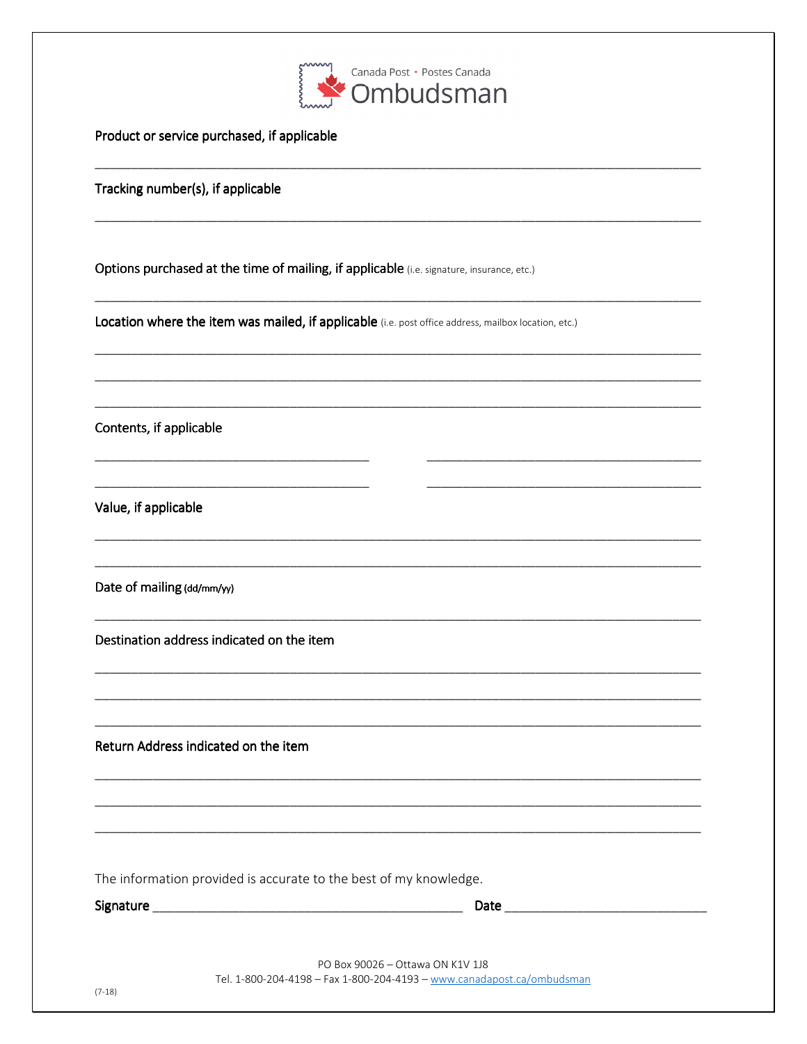Canada Post • Postes Canada

Ombudsman

**Product or service purchased, if applicable**

______________________________________________________________________________

**Tracking number(s), if applicable**

______________________________________________________________________________

**Options purchased at the time of mailing, if applicable** (i.e. signature, insurance, etc.)

______________________________________________________________________________

**Location where the item was mailed, if applicable** (i.e. post office address, mailbox location, etc.)

______________________________________________________________________________

______________________________________________________________________________

______________________________________________________________________________

**Contents, if applicable**

____________________________________ ____________________________________

____________________________________ ____________________________________

**Value, if applicable**

______________________________________________________________________________

______________________________________________________________________________

**Date of mailing** (dd/mm/yy)

______________________________________________________________________________

**Destination address indicated on the item**

______________________________________________________________________________

______________________________________________________________________________

______________________________________________________________________________

**Return Address indicated on the item**

______________________________________________________________________________

______________________________________________________________________________

______________________________________________________________________________

The information provided is accurate to the best of my knowledge.

**Signature** ________________________________________ **Date** __________________________

PO Box 90026 – Ottawa ON K1V 1J8

Tel. 1-800-204-4198 – Fax 1-800-204-4193 – www.canadapost.ca/ombudsman

(7-18)